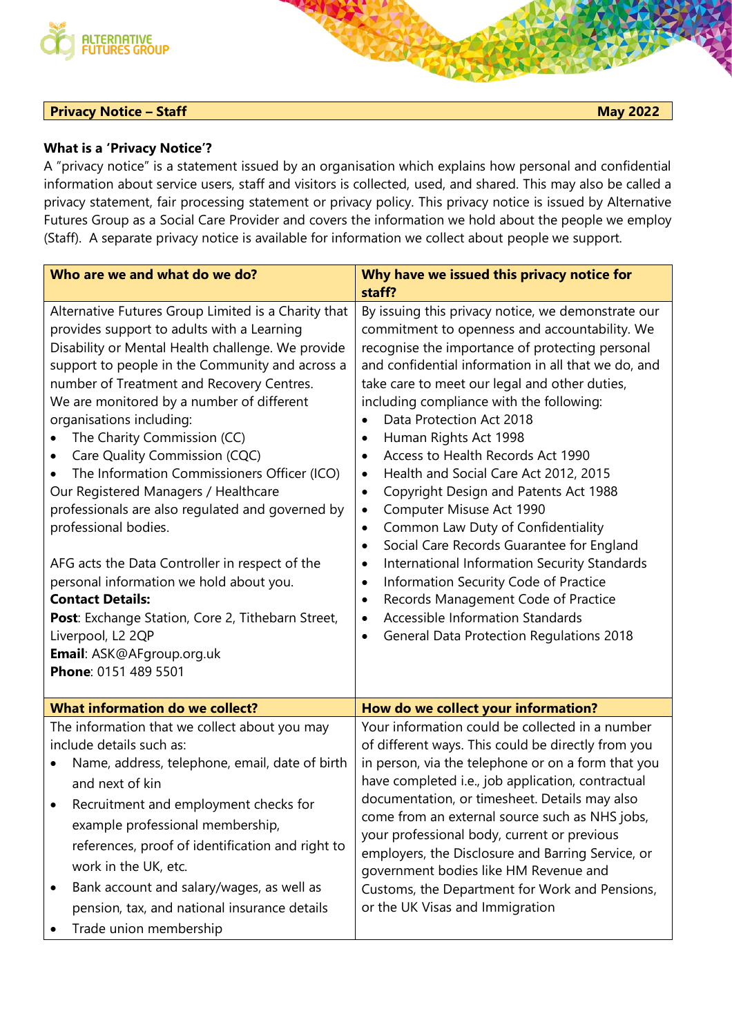**Privacy Notice – Staff** **May 2022**

### What is a 'Privacy Notice'?

A "privacy notice" is a statement issued by an organisation which explains how personal and confidential information about service users, staff and visitors is collected, used, and shared. This may also be called a privacy statement, fair processing statement or privacy policy. This privacy notice is issued by Alternative Futures Group as a Social Care Provider and covers the information we hold about the people we employ (Staff). A separate privacy notice is available for information we collect about people we support.

### Who are we and what do we do?

Alternative Futures Group Limited is a Charity that provides support to adults with a Learning Disability or Mental Health challenge. We provide support to people in the Community and across a number of Treatment and Recovery Centres.

We are monitored by a number of different organisations including:

- The Charity Commission (CC)
- Care Quality Commission (CQC)
- The Information Commissioners Officer (ICO)

Our Registered Managers / Healthcare professionals are also regulated and governed by professional bodies.

AFG acts the Data Controller in respect of the personal information we hold about you.

**Contact Details:**

**Post**: Exchange Station, Core 2, Tithebarn Street, Liverpool, L2 2QP

**Email**: ASK@AFgroup.org.uk

**Phone**: 0151 489 5501

### Why have we issued this privacy notice for staff?

By issuing this privacy notice, we demonstrate our commitment to openness and accountability. We recognise the importance of protecting personal and confidential information in all that we do, and take care to meet our legal and other duties, including compliance with the following:

- Data Protection Act 2018
- Human Rights Act 1998
- Access to Health Records Act 1990
- Health and Social Care Act 2012, 2015
- Copyright Design and Patents Act 1988
- Computer Misuse Act 1990
- Common Law Duty of Confidentiality
- Social Care Records Guarantee for England
- International Information Security Standards
- Information Security Code of Practice
- Records Management Code of Practice
- Accessible Information Standards
- General Data Protection Regulations 2018

### What information do we collect?

The information that we collect about you may include details such as:

- Name, address, telephone, email, date of birth and next of kin
- Recruitment and employment checks for example professional membership, references, proof of identification and right to work in the UK, etc.
- Bank account and salary/wages, as well as pension, tax, and national insurance details
- Trade union membership

### How do we collect your information?

Your information could be collected in a number of different ways. This could be directly from you in person, via the telephone or on a form that you have completed i.e., job application, contractual documentation, or timesheet. Details may also come from an external source such as NHS jobs, your professional body, current or previous employers, the Disclosure and Barring Service, or government bodies like HM Revenue and Customs, the Department for Work and Pensions, or the UK Visas and Immigration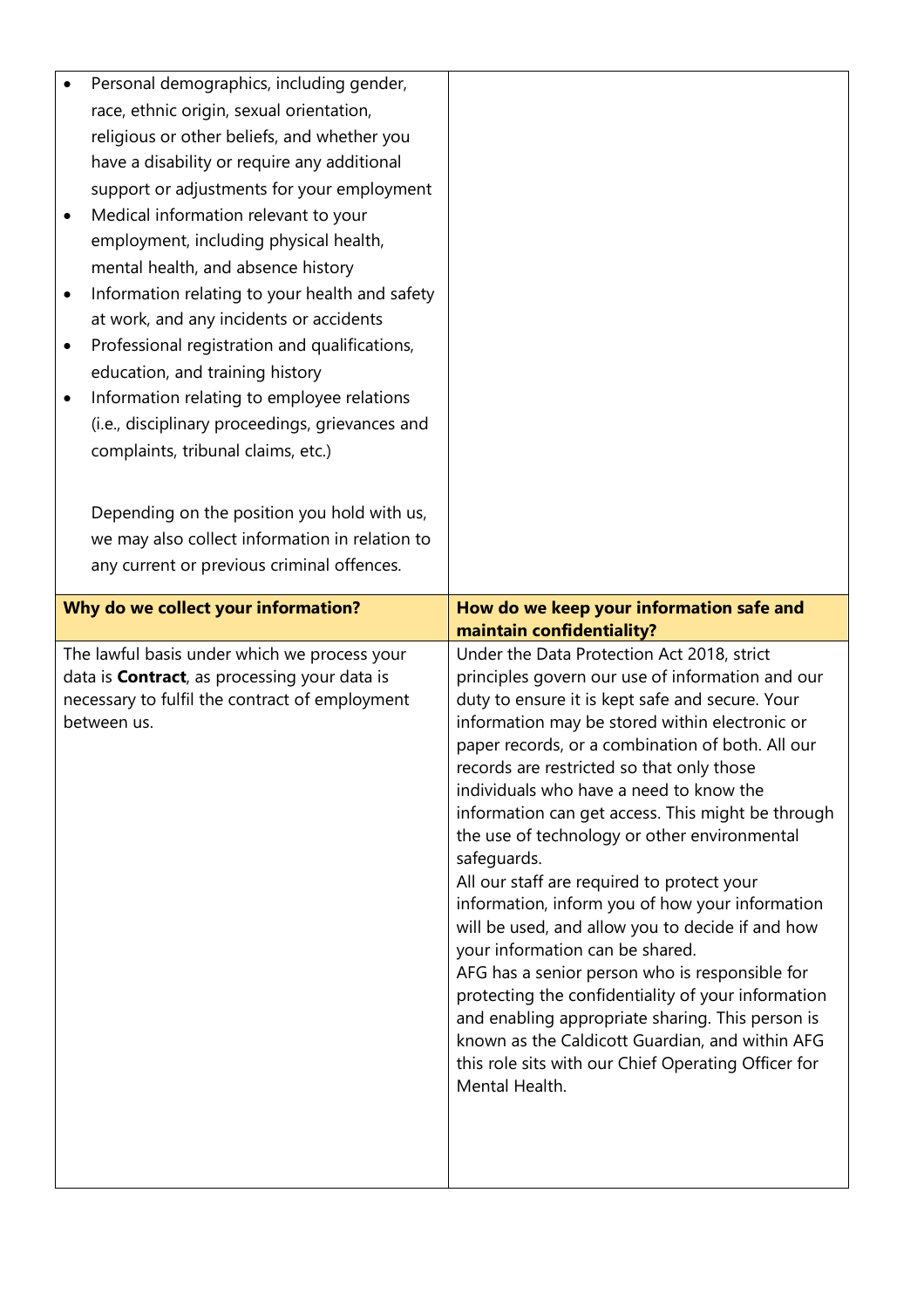| | |
|---|---|
| • Personal demographics, including gender, race, ethnic origin, sexual orientation, religious or other beliefs, and whether you have a disability or require any additional support or adjustments for your employment<br>• Medical information relevant to your employment, including physical health, mental health, and absence history<br>• Information relating to your health and safety at work, and any incidents or accidents<br>• Professional registration and qualifications, education, and training history<br>• Information relating to employee relations (i.e., disciplinary proceedings, grievances and complaints, tribunal claims, etc.)<br><br>Depending on the position you hold with us, we may also collect information in relation to any current or previous criminal offences. | |
| **Why do we collect your information?** | **How do we keep your information safe and maintain confidentiality?** |
| The lawful basis under which we process your data is **Contract**, as processing your data is necessary to fulfil the contract of employment between us. | Under the Data Protection Act 2018, strict principles govern our use of information and our duty to ensure it is kept safe and secure. Your information may be stored within electronic or paper records, or a combination of both. All our records are restricted so that only those individuals who have a need to know the information can get access. This might be through the use of technology or other environmental safeguards.<br>All our staff are required to protect your information, inform you of how your information will be used, and allow you to decide if and how your information can be shared.<br>AFG has a senior person who is responsible for protecting the confidentiality of your information and enabling appropriate sharing. This person is known as the Caldicott Guardian, and within AFG this role sits with our Chief Operating Officer for Mental Health. |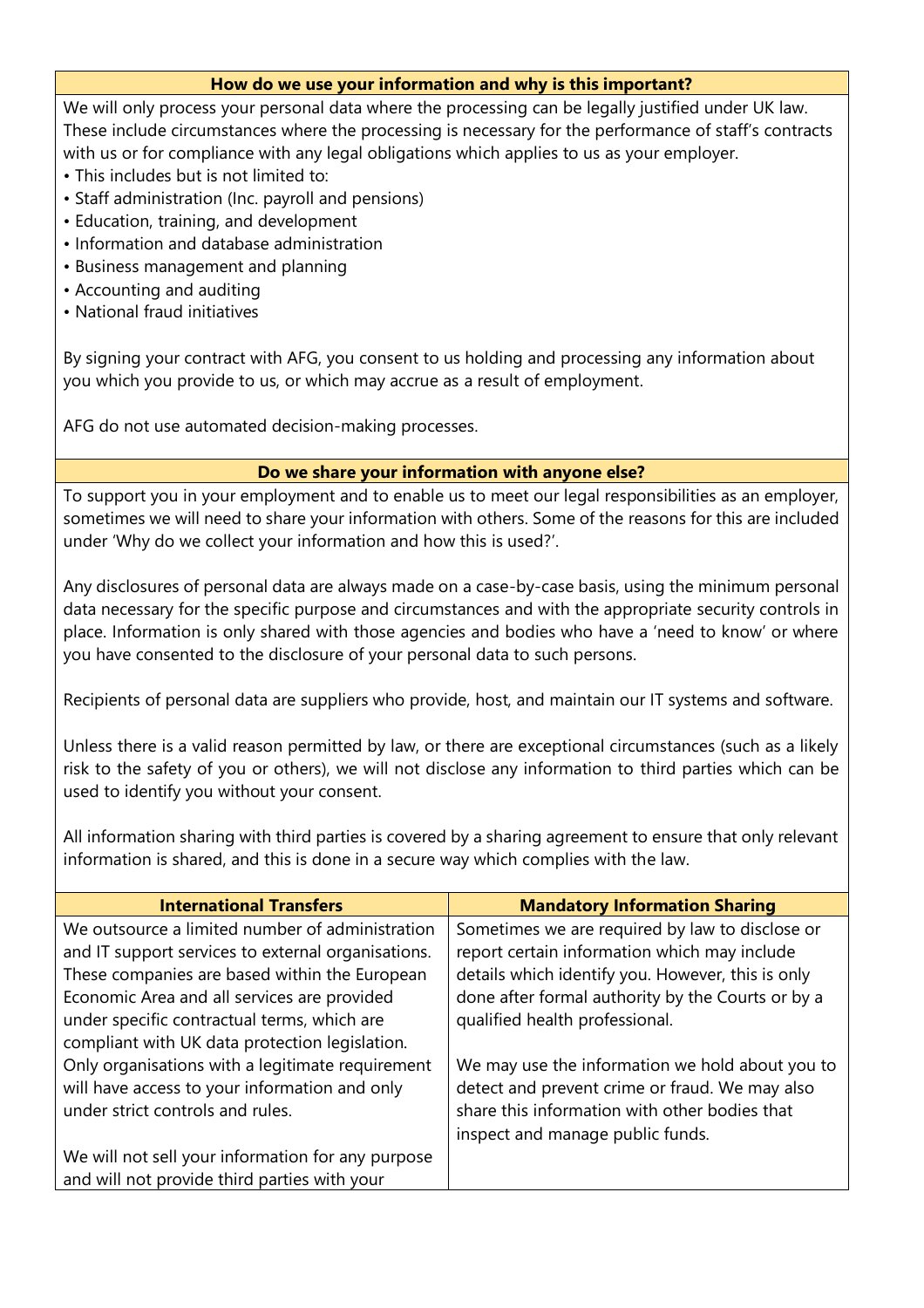## How do we use your information and why is this important?

We will only process your personal data where the processing can be legally justified under UK law. These include circumstances where the processing is necessary for the performance of staff's contracts with us or for compliance with any legal obligations which applies to us as your employer.

- This includes but is not limited to:
- Staff administration (Inc. payroll and pensions)
- Education, training, and development
- Information and database administration
- Business management and planning
- Accounting and auditing
- National fraud initiatives

By signing your contract with AFG, you consent to us holding and processing any information about you which you provide to us, or which may accrue as a result of employment.

AFG do not use automated decision-making processes.

## Do we share your information with anyone else?

To support you in your employment and to enable us to meet our legal responsibilities as an employer, sometimes we will need to share your information with others. Some of the reasons for this are included under 'Why do we collect your information and how this is used?'.

Any disclosures of personal data are always made on a case-by-case basis, using the minimum personal data necessary for the specific purpose and circumstances and with the appropriate security controls in place. Information is only shared with those agencies and bodies who have a 'need to know' or where you have consented to the disclosure of your personal data to such persons.

Recipients of personal data are suppliers who provide, host, and maintain our IT systems and software.

Unless there is a valid reason permitted by law, or there are exceptional circumstances (such as a likely risk to the safety of you or others), we will not disclose any information to third parties which can be used to identify you without your consent.

All information sharing with third parties is covered by a sharing agreement to ensure that only relevant information is shared, and this is done in a secure way which complies with the law.

## International Transfers

We outsource a limited number of administration and IT support services to external organisations. These companies are based within the European Economic Area and all services are provided under specific contractual terms, which are compliant with UK data protection legislation. Only organisations with a legitimate requirement will have access to your information and only under strict controls and rules.

We will not sell your information for any purpose and will not provide third parties with your

## Mandatory Information Sharing

Sometimes we are required by law to disclose or report certain information which may include details which identify you. However, this is only done after formal authority by the Courts or by a qualified health professional.

We may use the information we hold about you to detect and prevent crime or fraud. We may also share this information with other bodies that inspect and manage public funds.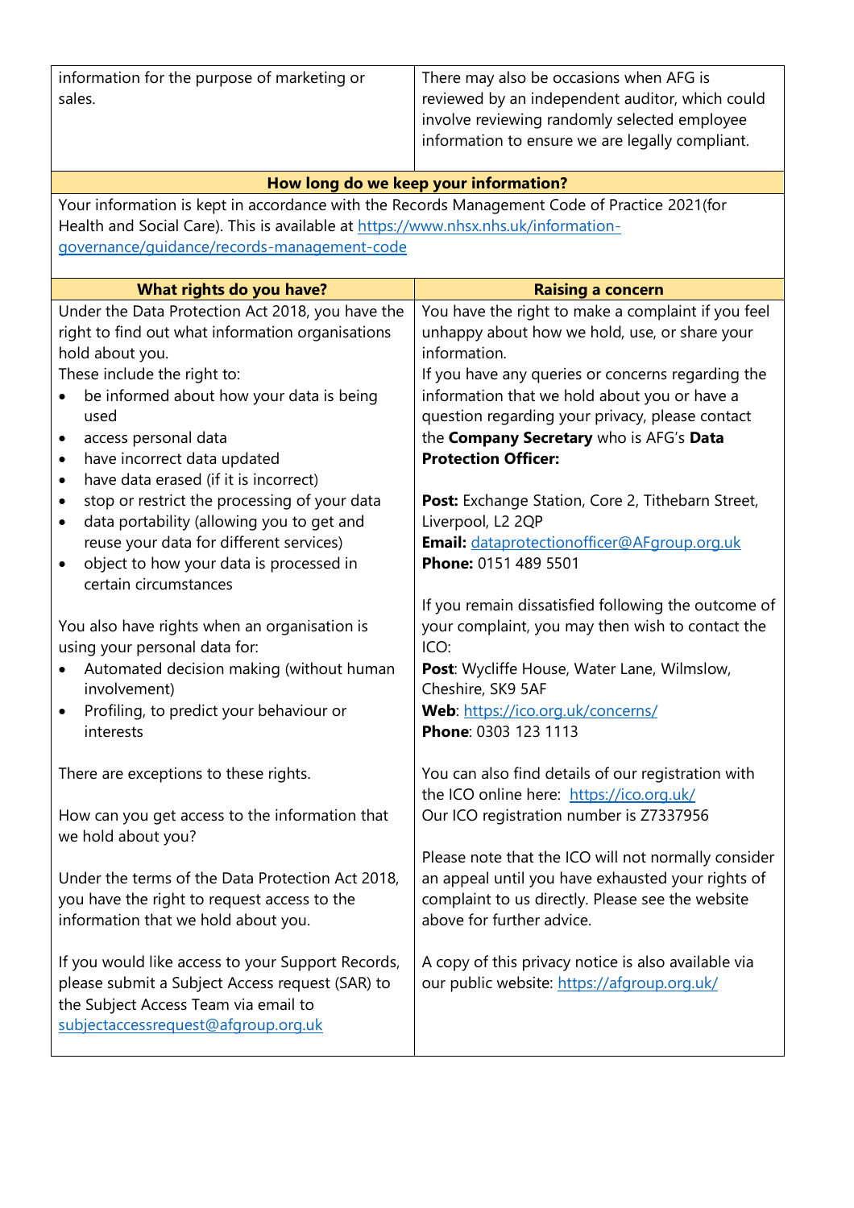| information for the purpose of marketing or sales. | There may also be occasions when AFG is reviewed by an independent auditor, which could involve reviewing randomly selected employee information to ensure we are legally compliant. |
|---|---|

**How long do we keep your information?**

Your information is kept in accordance with the Records Management Code of Practice 2021(for Health and Social Care). This is available at [https://www.nhsx.nhs.uk/information-governance/guidance/records-management-code](https://www.nhsx.nhs.uk/information-governance/guidance/records-management-code)

## What rights do you have?

Under the Data Protection Act 2018, you have the right to find out what information organisations hold about you.

These include the right to:

- be informed about how your data is being used
- access personal data
- have incorrect data updated
- have data erased (if it is incorrect)
- stop or restrict the processing of your data
- data portability (allowing you to get and reuse your data for different services)
- object to how your data is processed in certain circumstances

You also have rights when an organisation is using your personal data for:

- Automated decision making (without human involvement)
- Profiling, to predict your behaviour or interests

There are exceptions to these rights.

How can you get access to the information that we hold about you?

Under the terms of the Data Protection Act 2018, you have the right to request access to the information that we hold about you.

If you would like access to your Support Records, please submit a Subject Access request (SAR) to the Subject Access Team via email to [subjectaccessrequest@afgroup.org.uk](mailto:subjectaccessrequest@afgroup.org.uk)

## Raising a concern

You have the right to make a complaint if you feel unhappy about how we hold, use, or share your information.

If you have any queries or concerns regarding the information that we hold about you or have a question regarding your privacy, please contact the **Company Secretary** who is AFG's **Data Protection Officer:**

**Post:** Exchange Station, Core 2, Tithebarn Street, Liverpool, L2 2QP
**Email:** [dataprotectionofficer@AFgroup.org.uk](mailto:dataprotectionofficer@AFgroup.org.uk)
**Phone:** 0151 489 5501

If you remain dissatisfied following the outcome of your complaint, you may then wish to contact the ICO:

**Post**: Wycliffe House, Water Lane, Wilmslow, Cheshire, SK9 5AF
**Web**: [https://ico.org.uk/concerns/](https://ico.org.uk/concerns/)
**Phone**: 0303 123 1113

You can also find details of our registration with the ICO online here: [https://ico.org.uk/](https://ico.org.uk/)
Our ICO registration number is Z7337956

Please note that the ICO will not normally consider an appeal until you have exhausted your rights of complaint to us directly. Please see the website above for further advice.

A copy of this privacy notice is also available via our public website: [https://afgroup.org.uk/](https://afgroup.org.uk/)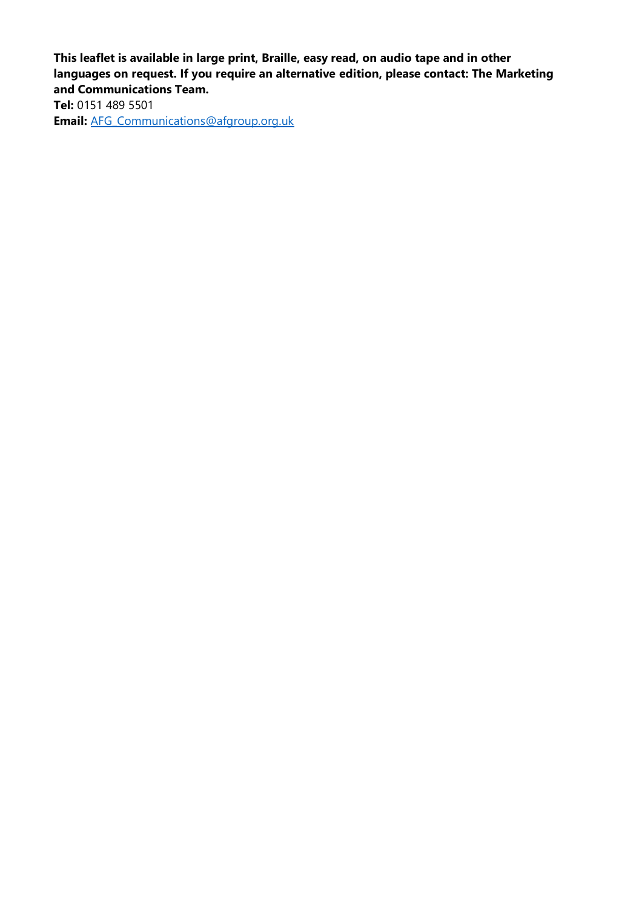**This leaflet is available in large print, Braille, easy read, on audio tape and in other languages on request. If you require an alternative edition, please contact: The Marketing and Communications Team.**

**Tel:** 0151 489 5501

**Email:** AFG_Communications@afgroup.org.uk